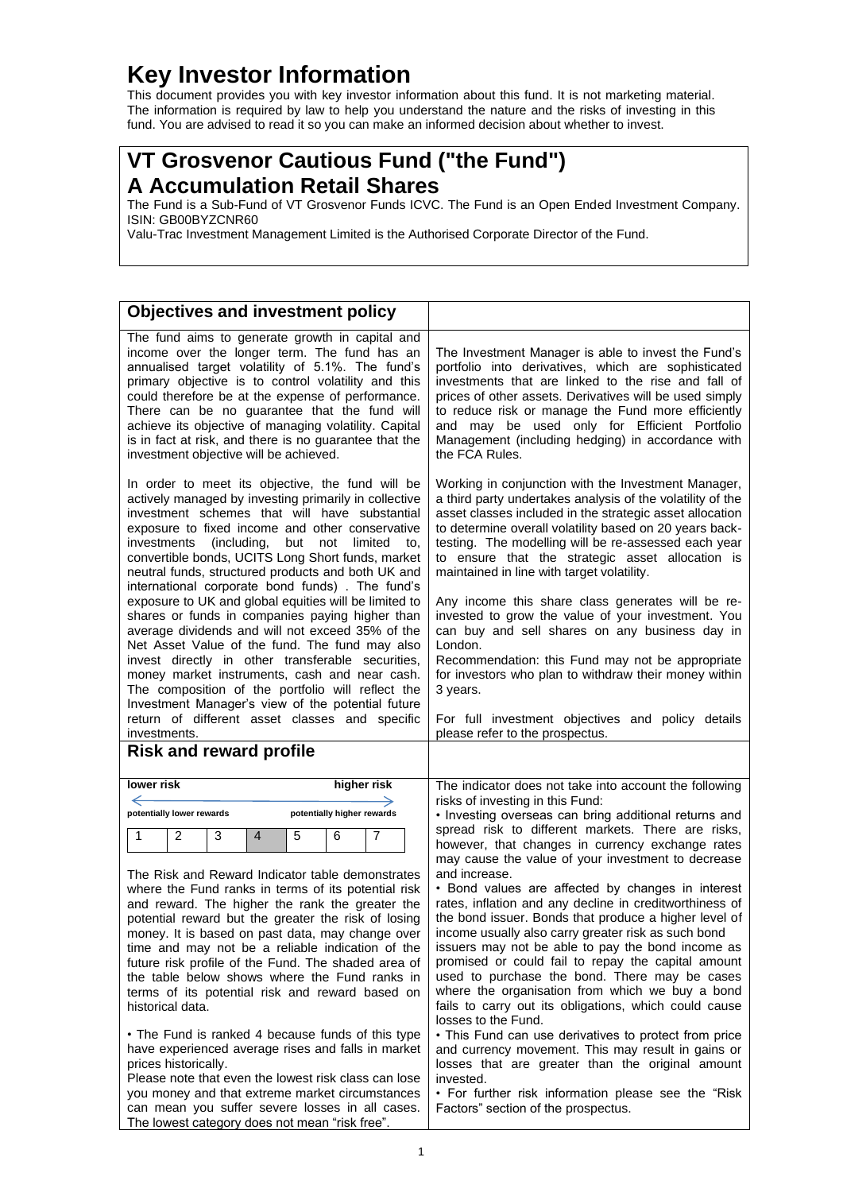# Key Investor Information

This document provides you with key investor information about this fund. It is not marketing material. The information is required by law to help you understand the nature and the risks of investing in this fund. You are advised to read it so you can make an informed decision about whether to invest.

## VT Grosvenor Cautious Fund ("the Fund")
## A Accumulation Retail Shares

The Fund is a Sub-Fund of VT Grosvenor Funds ICVC. The Fund is an Open Ended Investment Company.
ISIN: GB00BYZCNR60

Valu-Trac Investment Management Limited is the Authorised Corporate Director of the Fund.

## Objectives and investment policy

The fund aims to generate growth in capital and income over the longer term. The fund has an annualised target volatility of 5.1%. The fund's primary objective is to control volatility and this could therefore be at the expense of performance. There can be no guarantee that the fund will achieve its objective of managing volatility. Capital is in fact at risk, and there is no guarantee that the investment objective will be achieved.

In order to meet its objective, the fund will be actively managed by investing primarily in collective investment schemes that will have substantial exposure to fixed income and other conservative investments (including, but not limited to, convertible bonds, UCITS Long Short funds, market neutral funds, structured products and both UK and international corporate bond funds) . The fund's exposure to UK and global equities will be limited to shares or funds in companies paying higher than average dividends and will not exceed 35% of the Net Asset Value of the fund. The fund may also invest directly in other transferable securities, money market instruments, cash and near cash. The composition of the portfolio will reflect the Investment Manager's view of the potential future return of different asset classes and specific investments.

The Investment Manager is able to invest the Fund's portfolio into derivatives, which are sophisticated investments that are linked to the rise and fall of prices of other assets. Derivatives will be used simply to reduce risk or manage the Fund more efficiently and may be used only for Efficient Portfolio Management (including hedging) in accordance with the FCA Rules.

Working in conjunction with the Investment Manager, a third party undertakes analysis of the volatility of the asset classes included in the strategic asset allocation to determine overall volatility based on 20 years back-testing. The modelling will be re-assessed each year to ensure that the strategic asset allocation is maintained in line with target volatility.

Any income this share class generates will be re-invested to grow the value of your investment. You can buy and sell shares on any business day in London.

Recommendation: this Fund may not be appropriate for investors who plan to withdraw their money within 3 years.

For full investment objectives and policy details please refer to the prospectus.

## Risk and reward profile

| lower risk | | | | | | higher risk |
|---|---|---|---|---|---|---|
| potentially lower rewards | | | | | | potentially higher rewards |
| 1 | 2 | 3 | **4** | 5 | 6 | 7 |

The Risk and Reward Indicator table demonstrates where the Fund ranks in terms of its potential risk and reward. The higher the rank the greater the potential reward but the greater the risk of losing money. It is based on past data, may change over time and may not be a reliable indication of the future risk profile of the Fund. The shaded area of the table below shows where the Fund ranks in terms of its potential risk and reward based on historical data.

• The Fund is ranked 4 because funds of this type have experienced average rises and falls in market prices historically.

Please note that even the lowest risk class can lose you money and that extreme market circumstances can mean you suffer severe losses in all cases. The lowest category does not mean "risk free".

The indicator does not take into account the following risks of investing in this Fund:

• Investing overseas can bring additional returns and spread risk to different markets. There are risks, however, that changes in currency exchange rates may cause the value of your investment to decrease and increase.

• Bond values are affected by changes in interest rates, inflation and any decline in creditworthiness of the bond issuer. Bonds that produce a higher level of income usually also carry greater risk as such bond issuers may not be able to pay the bond income as promised or could fail to repay the capital amount used to purchase the bond. There may be cases where the organisation from which we buy a bond fails to carry out its obligations, which could cause losses to the Fund.

• This Fund can use derivatives to protect from price and currency movement. This may result in gains or losses that are greater than the original amount invested.

• For further risk information please see the "Risk Factors" section of the prospectus.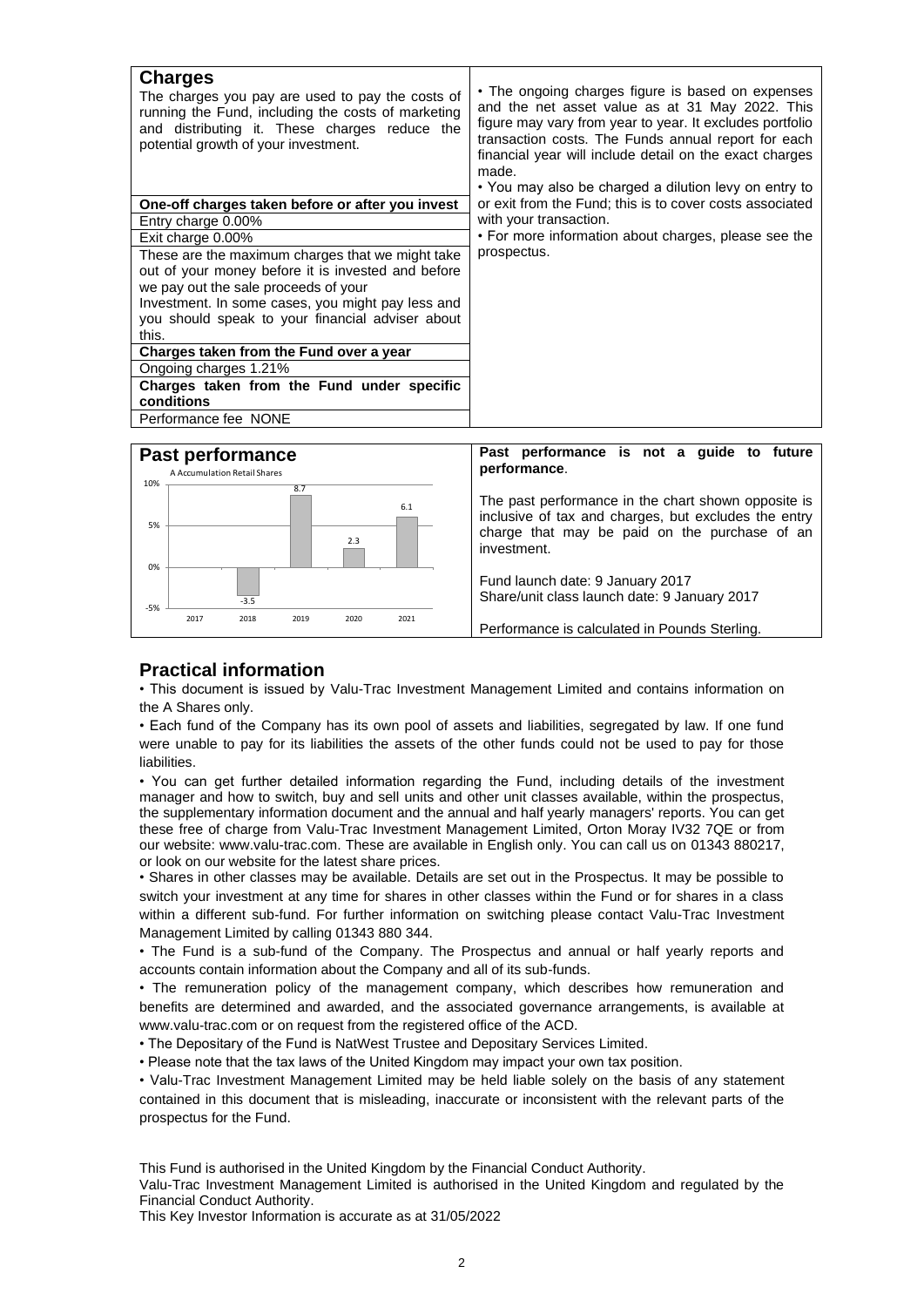## Charges

The charges you pay are used to pay the costs of running the Fund, including the costs of marketing and distributing it. These charges reduce the potential growth of your investment.

| One-off charges taken before or after you invest |
|---|
| Entry charge 0.00% |
| Exit charge 0.00% |
| These are the maximum charges that we might take out of your money before it is invested and before we pay out the sale proceeds of your Investment. In some cases, you might pay less and you should speak to your financial adviser about this. |
| **Charges taken from the Fund over a year** |
| Ongoing charges 1.21% |
| **Charges taken from the Fund under specific conditions** |
| Performance fee NONE |

• The ongoing charges figure is based on expenses and the net asset value as at 31 May 2022. This figure may vary from year to year. It excludes portfolio transaction costs. The Funds annual report for each financial year will include detail on the exact charges made.

• You may also be charged a dilution levy on entry to or exit from the Fund; this is to cover costs associated with your transaction.

• For more information about charges, please see the prospectus.

## Past performance

A Accumulation Retail Shares

10%
5%
0%
-5%

8.7
6.1
2.3
-3.5

2017 2018 2019 2020 2021

**Past performance is not a guide to future performance**.

The past performance in the chart shown opposite is inclusive of tax and charges, but excludes the entry charge that may be paid on the purchase of an investment.

Fund launch date: 9 January 2017
Share/unit class launch date: 9 January 2017

Performance is calculated in Pounds Sterling.

## Practical information

• This document is issued by Valu-Trac Investment Management Limited and contains information on the A Shares only.

• Each fund of the Company has its own pool of assets and liabilities, segregated by law. If one fund were unable to pay for its liabilities the assets of the other funds could not be used to pay for those liabilities.

• You can get further detailed information regarding the Fund, including details of the investment manager and how to switch, buy and sell units and other unit classes available, within the prospectus, the supplementary information document and the annual and half yearly managers' reports. You can get these free of charge from Valu-Trac Investment Management Limited, Orton Moray IV32 7QE or from our website: www.valu-trac.com. These are available in English only. You can call us on 01343 880217, or look on our website for the latest share prices.

• Shares in other classes may be available. Details are set out in the Prospectus. It may be possible to switch your investment at any time for shares in other classes within the Fund or for shares in a class within a different sub-fund. For further information on switching please contact Valu-Trac Investment Management Limited by calling 01343 880 344.

• The Fund is a sub-fund of the Company. The Prospectus and annual or half yearly reports and accounts contain information about the Company and all of its sub-funds.

• The remuneration policy of the management company, which describes how remuneration and benefits are determined and awarded, and the associated governance arrangements, is available at www.valu-trac.com or on request from the registered office of the ACD.

• The Depositary of the Fund is NatWest Trustee and Depositary Services Limited.

• Please note that the tax laws of the United Kingdom may impact your own tax position.

• Valu-Trac Investment Management Limited may be held liable solely on the basis of any statement contained in this document that is misleading, inaccurate or inconsistent with the relevant parts of the prospectus for the Fund.

This Fund is authorised in the United Kingdom by the Financial Conduct Authority.
Valu-Trac Investment Management Limited is authorised in the United Kingdom and regulated by the Financial Conduct Authority.
This Key Investor Information is accurate as at 31/05/2022